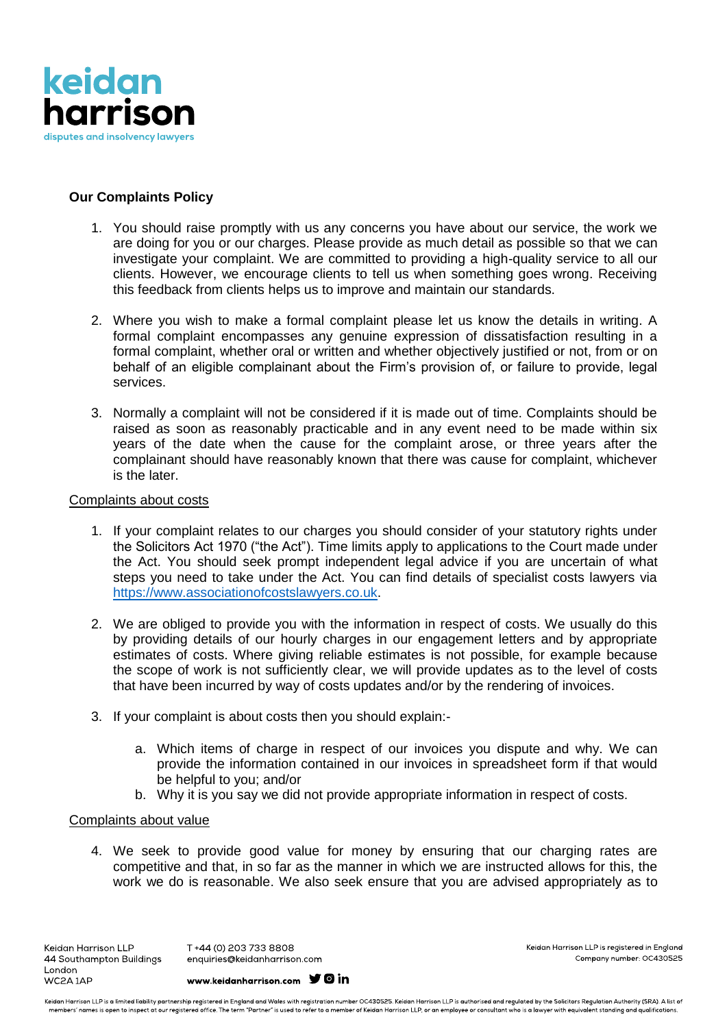keidan
harrison
disputes and insolvency lawyers

**Our Complaints Policy**

1. You should raise promptly with us any concerns you have about our service, the work we are doing for you or our charges. Please provide as much detail as possible so that we can investigate your complaint. We are committed to providing a high-quality service to all our clients. However, we encourage clients to tell us when something goes wrong. Receiving this feedback from clients helps us to improve and maintain our standards.

2. Where you wish to make a formal complaint please let us know the details in writing. A formal complaint encompasses any genuine expression of dissatisfaction resulting in a formal complaint, whether oral or written and whether objectively justified or not, from or on behalf of an eligible complainant about the Firm's provision of, or failure to provide, legal services.

3. Normally a complaint will not be considered if it is made out of time. Complaints should be raised as soon as reasonably practicable and in any event need to be made within six years of the date when the cause for the complaint arose, or three years after the complainant should have reasonably known that there was cause for complaint, whichever is the later.

Complaints about costs

1. If your complaint relates to our charges you should consider of your statutory rights under the Solicitors Act 1970 ("the Act"). Time limits apply to applications to the Court made under the Act. You should seek prompt independent legal advice if you are uncertain of what steps you need to take under the Act. You can find details of specialist costs lawyers via [https://www.associationofcostslawyers.co.uk](https://www.associationofcostslawyers.co.uk).

2. We are obliged to provide you with the information in respect of costs. We usually do this by providing details of our hourly charges in our engagement letters and by appropriate estimates of costs. Where giving reliable estimates is not possible, for example because the scope of work is not sufficiently clear, we will provide updates as to the level of costs that have been incurred by way of costs updates and/or by the rendering of invoices.

3. If your complaint is about costs then you should explain:-

    a. Which items of charge in respect of our invoices you dispute and why. We can provide the information contained in our invoices in spreadsheet form if that would be helpful to you; and/or
    b. Why it is you say we did not provide appropriate information in respect of costs.

Complaints about value

4. We seek to provide good value for money by ensuring that our charging rates are competitive and that, in so far as the manner in which we are instructed allows for this, the work we do is reasonable. We also seek ensure that you are advised appropriately as to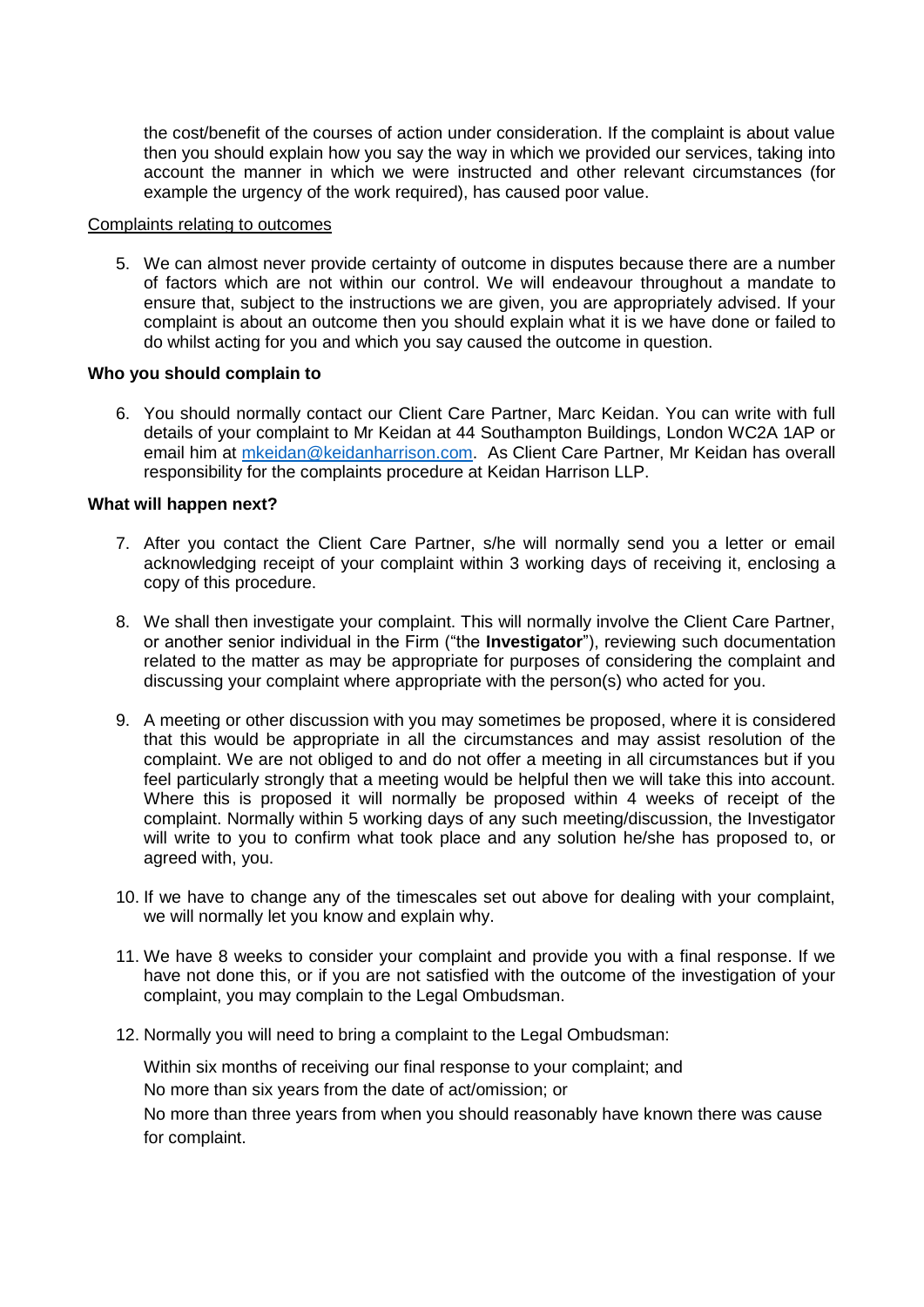the cost/benefit of the courses of action under consideration. If the complaint is about value then you should explain how you say the way in which we provided our services, taking into account the manner in which we were instructed and other relevant circumstances (for example the urgency of the work required), has caused poor value.

Complaints relating to outcomes

5. We can almost never provide certainty of outcome in disputes because there are a number of factors which are not within our control. We will endeavour throughout a mandate to ensure that, subject to the instructions we are given, you are appropriately advised. If your complaint is about an outcome then you should explain what it is we have done or failed to do whilst acting for you and which you say caused the outcome in question.

**Who you should complain to**

6. You should normally contact our Client Care Partner, Marc Keidan. You can write with full details of your complaint to Mr Keidan at 44 Southampton Buildings, London WC2A 1AP or email him at [mkeidan@keidanharrison.com](mailto:mkeidan@keidanharrison.com). As Client Care Partner, Mr Keidan has overall responsibility for the complaints procedure at Keidan Harrison LLP.

**What will happen next?**

7. After you contact the Client Care Partner, s/he will normally send you a letter or email acknowledging receipt of your complaint within 3 working days of receiving it, enclosing a copy of this procedure.

8. We shall then investigate your complaint. This will normally involve the Client Care Partner, or another senior individual in the Firm ("the **Investigator**"), reviewing such documentation related to the matter as may be appropriate for purposes of considering the complaint and discussing your complaint where appropriate with the person(s) who acted for you.

9. A meeting or other discussion with you may sometimes be proposed, where it is considered that this would be appropriate in all the circumstances and may assist resolution of the complaint. We are not obliged to and do not offer a meeting in all circumstances but if you feel particularly strongly that a meeting would be helpful then we will take this into account. Where this is proposed it will normally be proposed within 4 weeks of receipt of the complaint. Normally within 5 working days of any such meeting/discussion, the Investigator will write to you to confirm what took place and any solution he/she has proposed to, or agreed with, you.

10. If we have to change any of the timescales set out above for dealing with your complaint, we will normally let you know and explain why.

11. We have 8 weeks to consider your complaint and provide you with a final response. If we have not done this, or if you are not satisfied with the outcome of the investigation of your complaint, you may complain to the Legal Ombudsman.

12. Normally you will need to bring a complaint to the Legal Ombudsman:

    Within six months of receiving our final response to your complaint; and

    No more than six years from the date of act/omission; or

    No more than three years from when you should reasonably have known there was cause for complaint.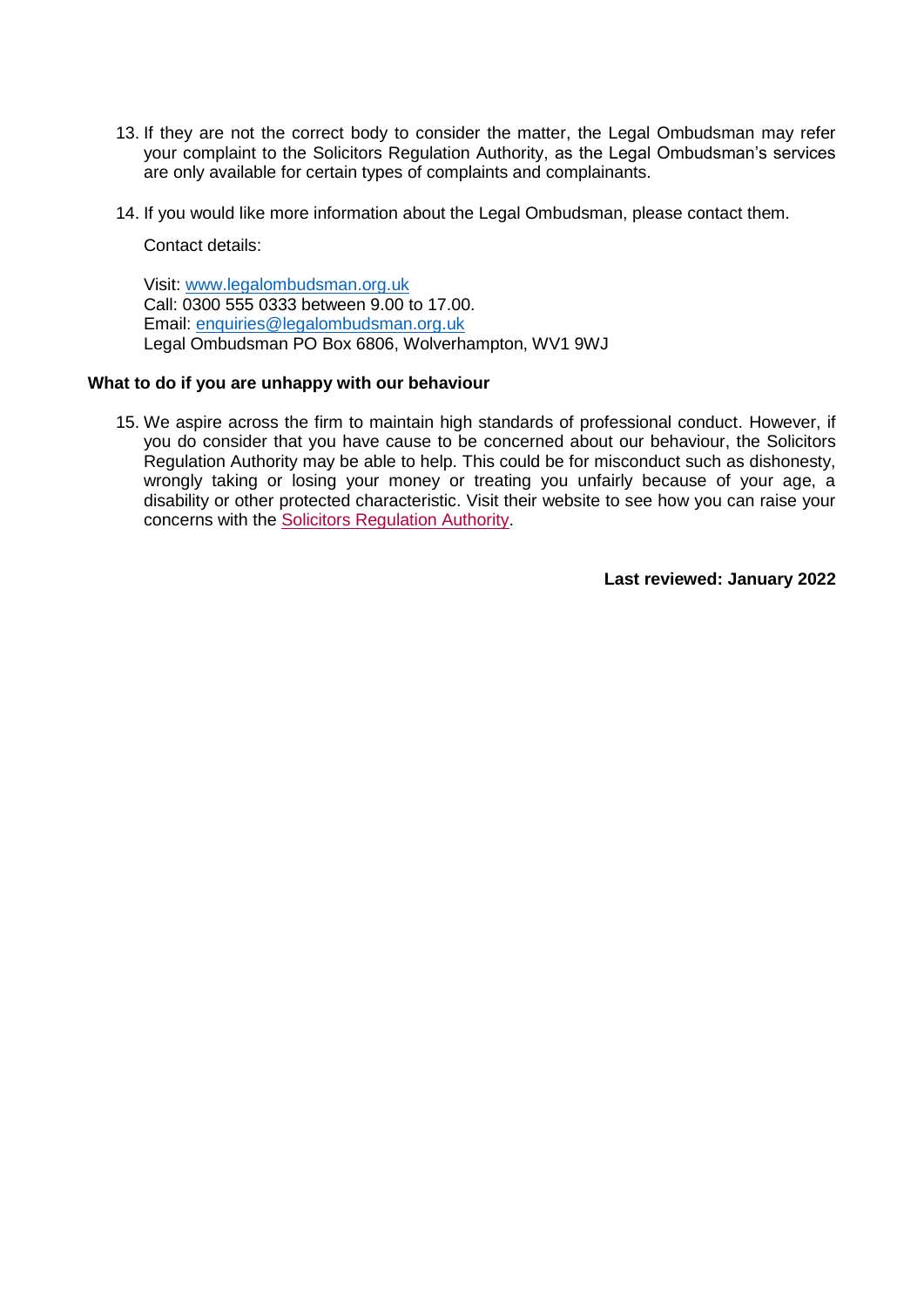13. If they are not the correct body to consider the matter, the Legal Ombudsman may refer your complaint to the Solicitors Regulation Authority, as the Legal Ombudsman's services are only available for certain types of complaints and complainants.

14. If you would like more information about the Legal Ombudsman, please contact them.

    Contact details:

    Visit: [www.legalombudsman.org.uk](http://www.legalombudsman.org.uk)
    Call: 0300 555 0333 between 9.00 to 17.00.
    Email: [enquiries@legalombudsman.org.uk](mailto:enquiries@legalombudsman.org.uk)
    Legal Ombudsman PO Box 6806, Wolverhampton, WV1 9WJ

**What to do if you are unhappy with our behaviour**

15. We aspire across the firm to maintain high standards of professional conduct. However, if you do consider that you have cause to be concerned about our behaviour, the Solicitors Regulation Authority may be able to help. This could be for misconduct such as dishonesty, wrongly taking or losing your money or treating you unfairly because of your age, a disability or other protected characteristic. Visit their website to see how you can raise your concerns with the Solicitors Regulation Authority.

**Last reviewed: January 2022**